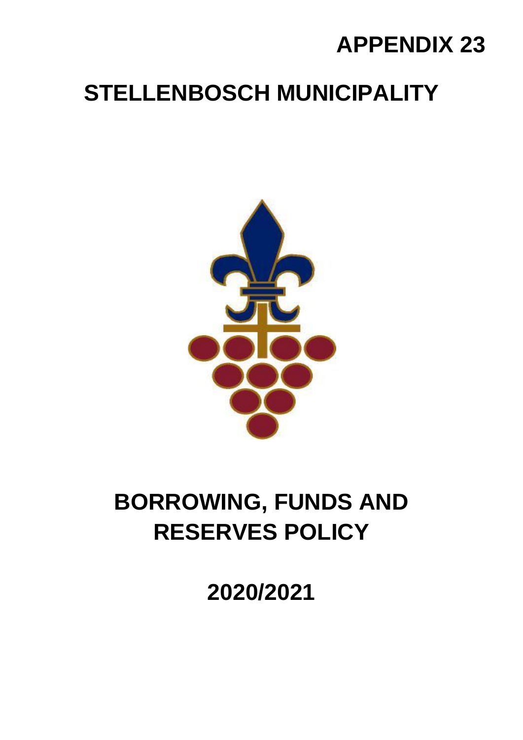**APPENDIX 23**

# STELLENBOSCH MUNICIPALITY

# BORROWING, FUNDS AND RESERVES POLICY

## 2020/2021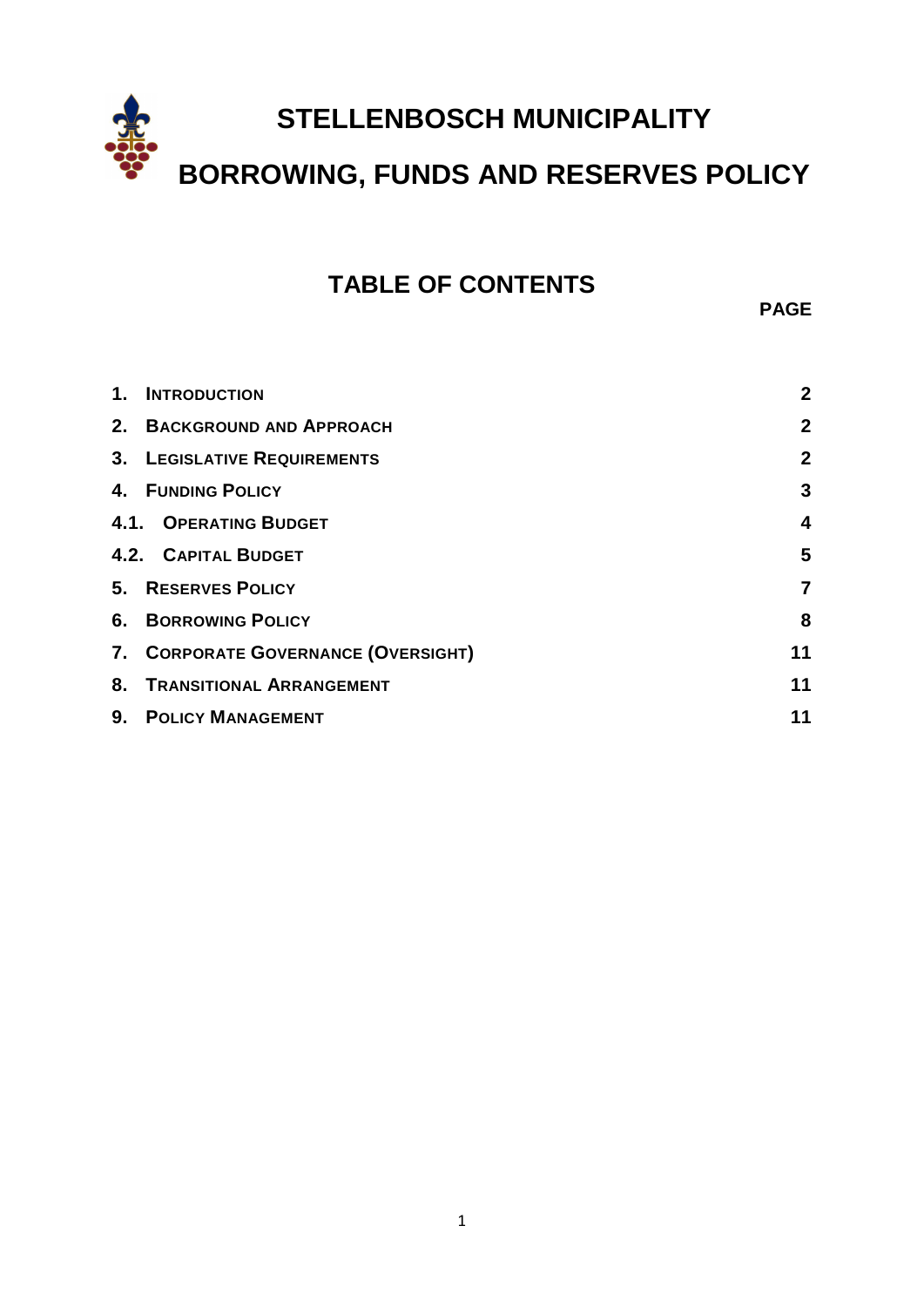# STELLENBOSCH MUNICIPALITY

# BORROWING, FUNDS AND RESERVES POLICY

## TABLE OF CONTENTS

| | PAGE |
|---|---|
| **1. INTRODUCTION** | **2** |
| **2. BACKGROUND AND APPROACH** | **2** |
| **3. LEGISLATIVE REQUIREMENTS** | **2** |
| **4. FUNDING POLICY** | **3** |
| **4.1. OPERATING BUDGET** | **4** |
| **4.2. CAPITAL BUDGET** | **5** |
| **5. RESERVES POLICY** | **7** |
| **6. BORROWING POLICY** | **8** |
| **7. CORPORATE GOVERNANCE (OVERSIGHT)** | **11** |
| **8. TRANSITIONAL ARRANGEMENT** | **11** |
| **9. POLICY MANAGEMENT** | **11** |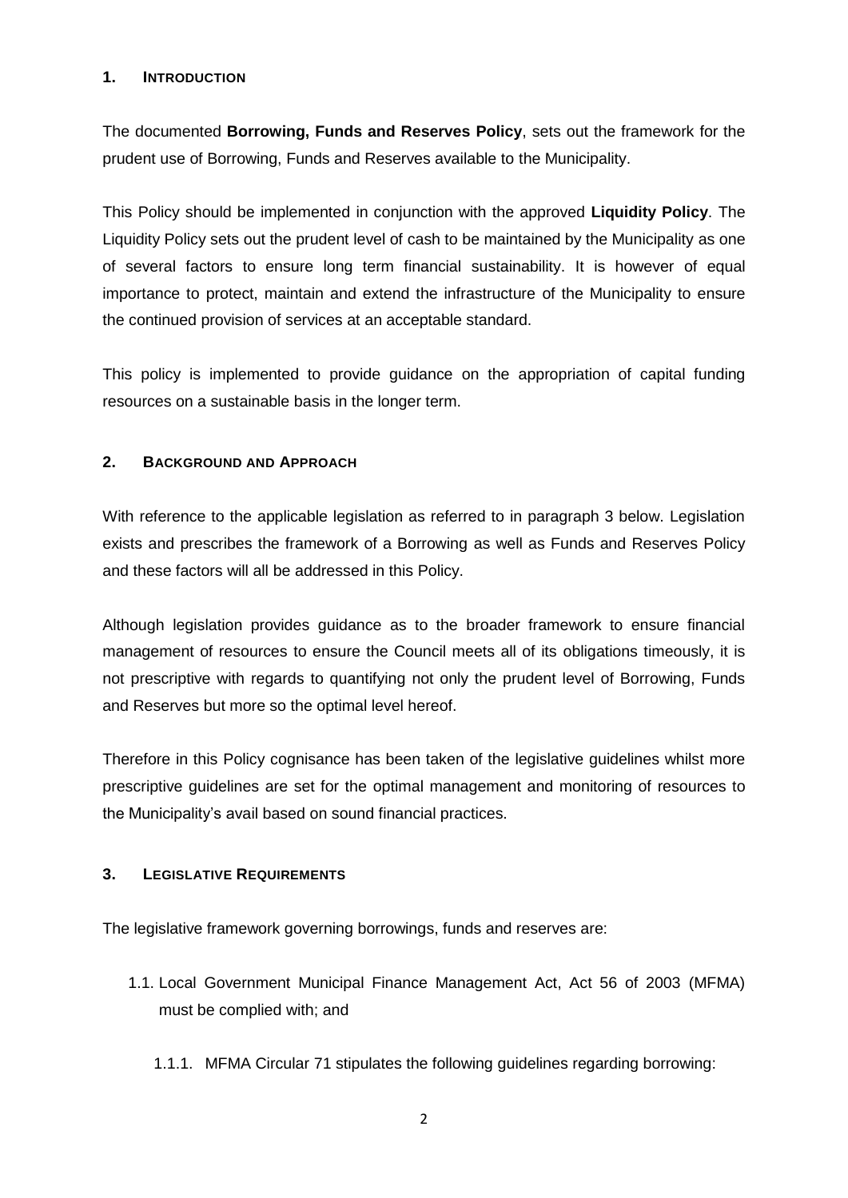## 1. INTRODUCTION

The documented **Borrowing, Funds and Reserves Policy**, sets out the framework for the prudent use of Borrowing, Funds and Reserves available to the Municipality.

This Policy should be implemented in conjunction with the approved **Liquidity Policy**. The Liquidity Policy sets out the prudent level of cash to be maintained by the Municipality as one of several factors to ensure long term financial sustainability. It is however of equal importance to protect, maintain and extend the infrastructure of the Municipality to ensure the continued provision of services at an acceptable standard.

This policy is implemented to provide guidance on the appropriation of capital funding resources on a sustainable basis in the longer term.

## 2. BACKGROUND AND APPROACH

With reference to the applicable legislation as referred to in paragraph 3 below. Legislation exists and prescribes the framework of a Borrowing as well as Funds and Reserves Policy and these factors will all be addressed in this Policy.

Although legislation provides guidance as to the broader framework to ensure financial management of resources to ensure the Council meets all of its obligations timeously, it is not prescriptive with regards to quantifying not only the prudent level of Borrowing, Funds and Reserves but more so the optimal level hereof.

Therefore in this Policy cognisance has been taken of the legislative guidelines whilst more prescriptive guidelines are set for the optimal management and monitoring of resources to the Municipality's avail based on sound financial practices.

## 3. LEGISLATIVE REQUIREMENTS

The legislative framework governing borrowings, funds and reserves are:

1.1. Local Government Municipal Finance Management Act, Act 56 of 2003 (MFMA) must be complied with; and

1.1.1. MFMA Circular 71 stipulates the following guidelines regarding borrowing: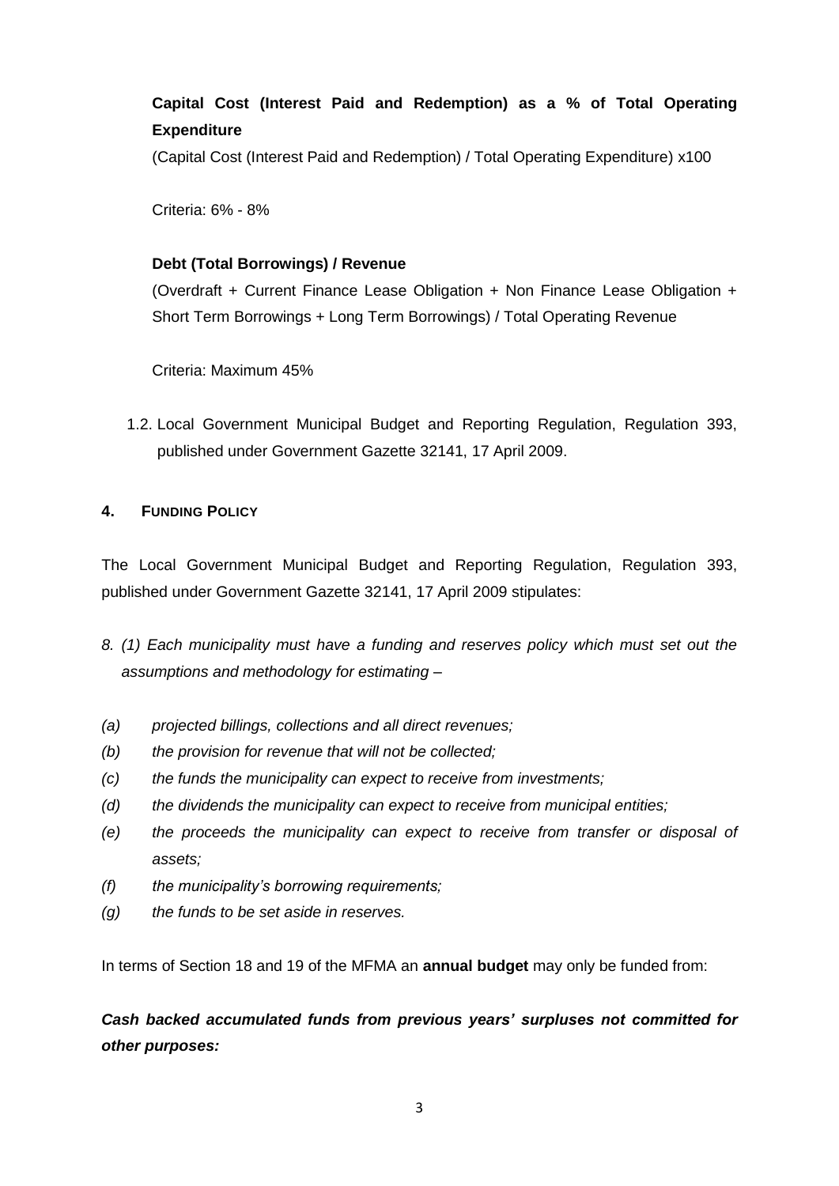**Capital Cost (Interest Paid and Redemption) as a % of Total Operating Expenditure**

(Capital Cost (Interest Paid and Redemption) / Total Operating Expenditure) x100

Criteria: 6% - 8%

**Debt (Total Borrowings) / Revenue**

(Overdraft + Current Finance Lease Obligation + Non Finance Lease Obligation + Short Term Borrowings + Long Term Borrowings) / Total Operating Revenue

Criteria: Maximum 45%

1.2. Local Government Municipal Budget and Reporting Regulation, Regulation 393, published under Government Gazette 32141, 17 April 2009.

## 4. FUNDING POLICY

The Local Government Municipal Budget and Reporting Regulation, Regulation 393, published under Government Gazette 32141, 17 April 2009 stipulates:

*8. (1) Each municipality must have a funding and reserves policy which must set out the assumptions and methodology for estimating –*

*(a) projected billings, collections and all direct revenues;*

*(b) the provision for revenue that will not be collected;*

*(c) the funds the municipality can expect to receive from investments;*

*(d) the dividends the municipality can expect to receive from municipal entities;*

*(e) the proceeds the municipality can expect to receive from transfer or disposal of assets;*

*(f) the municipality's borrowing requirements;*

*(g) the funds to be set aside in reserves.*

In terms of Section 18 and 19 of the MFMA an **annual budget** may only be funded from:

***Cash backed accumulated funds from previous years' surpluses not committed for other purposes:***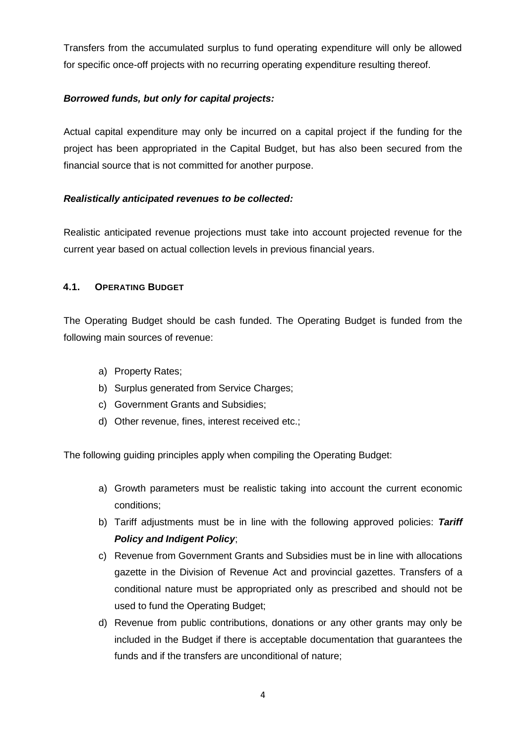Transfers from the accumulated surplus to fund operating expenditure will only be allowed for specific once-off projects with no recurring operating expenditure resulting thereof.

***Borrowed funds, but only for capital projects:***

Actual capital expenditure may only be incurred on a capital project if the funding for the project has been appropriated in the Capital Budget, but has also been secured from the financial source that is not committed for another purpose.

***Realistically anticipated revenues to be collected:***

Realistic anticipated revenue projections must take into account projected revenue for the current year based on actual collection levels in previous financial years.

### 4.1. OPERATING BUDGET

The Operating Budget should be cash funded. The Operating Budget is funded from the following main sources of revenue:

a) Property Rates;
b) Surplus generated from Service Charges;
c) Government Grants and Subsidies;
d) Other revenue, fines, interest received etc.;

The following guiding principles apply when compiling the Operating Budget:

a) Growth parameters must be realistic taking into account the current economic conditions;
b) Tariff adjustments must be in line with the following approved policies: ***Tariff Policy and Indigent Policy***;
c) Revenue from Government Grants and Subsidies must be in line with allocations gazette in the Division of Revenue Act and provincial gazettes. Transfers of a conditional nature must be appropriated only as prescribed and should not be used to fund the Operating Budget;
d) Revenue from public contributions, donations or any other grants may only be included in the Budget if there is acceptable documentation that guarantees the funds and if the transfers are unconditional of nature;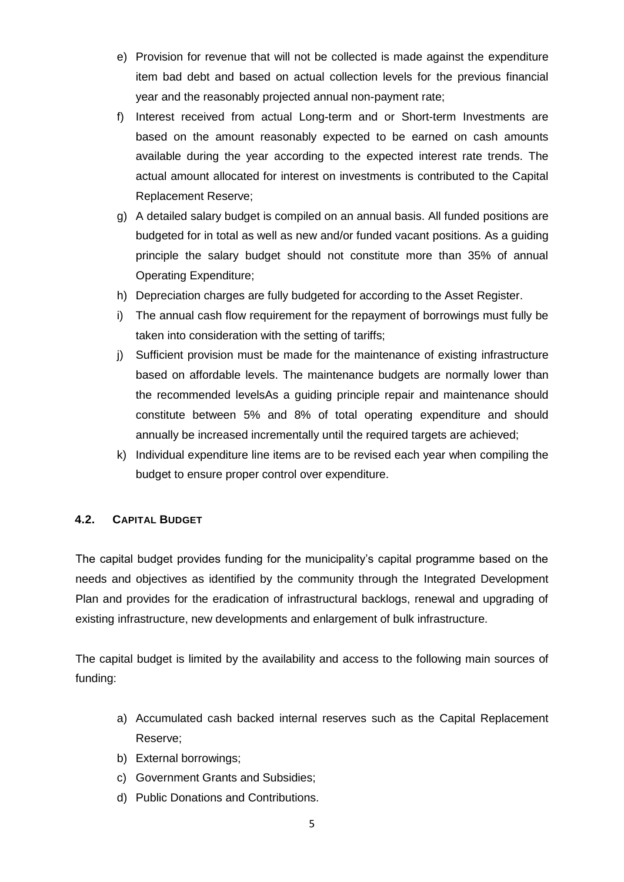e) Provision for revenue that will not be collected is made against the expenditure item bad debt and based on actual collection levels for the previous financial year and the reasonably projected annual non-payment rate;
f) Interest received from actual Long-term and or Short-term Investments are based on the amount reasonably expected to be earned on cash amounts available during the year according to the expected interest rate trends. The actual amount allocated for interest on investments is contributed to the Capital Replacement Reserve;
g) A detailed salary budget is compiled on an annual basis. All funded positions are budgeted for in total as well as new and/or funded vacant positions. As a guiding principle the salary budget should not constitute more than 35% of annual Operating Expenditure;
h) Depreciation charges are fully budgeted for according to the Asset Register.
i) The annual cash flow requirement for the repayment of borrowings must fully be taken into consideration with the setting of tariffs;
j) Sufficient provision must be made for the maintenance of existing infrastructure based on affordable levels. The maintenance budgets are normally lower than the recommended levelsAs a guiding principle repair and maintenance should constitute between 5% and 8% of total operating expenditure and should annually be increased incrementally until the required targets are achieved;
k) Individual expenditure line items are to be revised each year when compiling the budget to ensure proper control over expenditure.

### 4.2. CAPITAL BUDGET

The capital budget provides funding for the municipality's capital programme based on the needs and objectives as identified by the community through the Integrated Development Plan and provides for the eradication of infrastructural backlogs, renewal and upgrading of existing infrastructure, new developments and enlargement of bulk infrastructure.

The capital budget is limited by the availability and access to the following main sources of funding:

a) Accumulated cash backed internal reserves such as the Capital Replacement Reserve;
b) External borrowings;
c) Government Grants and Subsidies;
d) Public Donations and Contributions.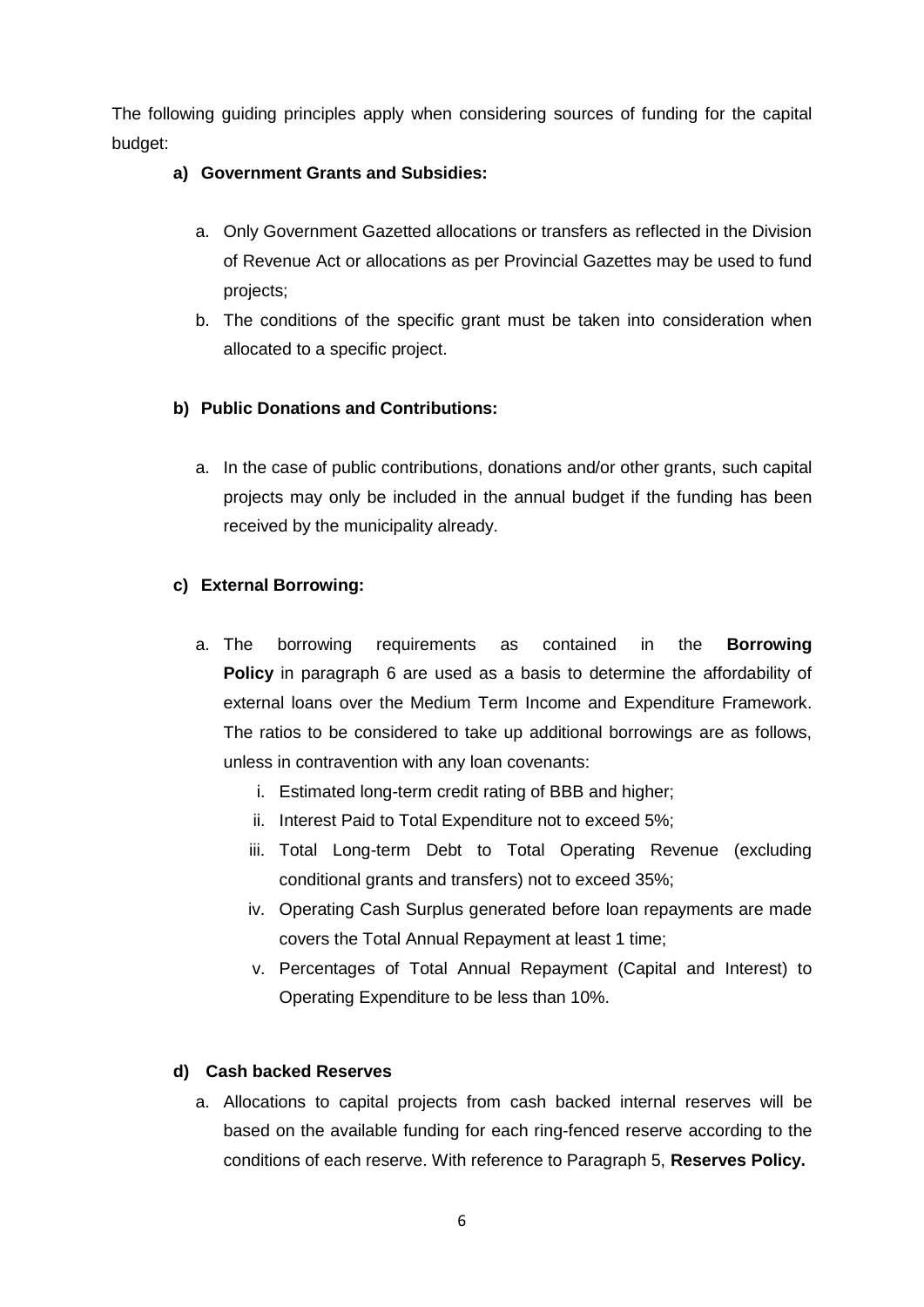The following guiding principles apply when considering sources of funding for the capital budget:

**a) Government Grants and Subsidies:**

a. Only Government Gazetted allocations or transfers as reflected in the Division of Revenue Act or allocations as per Provincial Gazettes may be used to fund projects;

b. The conditions of the specific grant must be taken into consideration when allocated to a specific project.

**b) Public Donations and Contributions:**

a. In the case of public contributions, donations and/or other grants, such capital projects may only be included in the annual budget if the funding has been received by the municipality already.

**c) External Borrowing:**

a. The borrowing requirements as contained in the **Borrowing Policy** in paragraph 6 are used as a basis to determine the affordability of external loans over the Medium Term Income and Expenditure Framework. The ratios to be considered to take up additional borrowings are as follows, unless in contravention with any loan covenants:

   i. Estimated long-term credit rating of BBB and higher;
   
   ii. Interest Paid to Total Expenditure not to exceed 5%;
   
   iii. Total Long-term Debt to Total Operating Revenue (excluding conditional grants and transfers) not to exceed 35%;
   
   iv. Operating Cash Surplus generated before loan repayments are made covers the Total Annual Repayment at least 1 time;
   
   v. Percentages of Total Annual Repayment (Capital and Interest) to Operating Expenditure to be less than 10%.

**d) Cash backed Reserves**

a. Allocations to capital projects from cash backed internal reserves will be based on the available funding for each ring-fenced reserve according to the conditions of each reserve. With reference to Paragraph 5, **Reserves Policy.**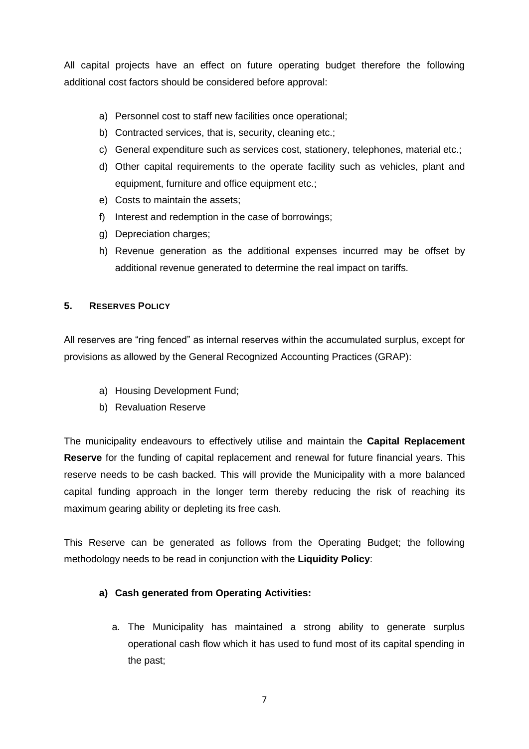All capital projects have an effect on future operating budget therefore the following additional cost factors should be considered before approval:

a) Personnel cost to staff new facilities once operational;
b) Contracted services, that is, security, cleaning etc.;
c) General expenditure such as services cost, stationery, telephones, material etc.;
d) Other capital requirements to the operate facility such as vehicles, plant and equipment, furniture and office equipment etc.;
e) Costs to maintain the assets;
f) Interest and redemption in the case of borrowings;
g) Depreciation charges;
h) Revenue generation as the additional expenses incurred may be offset by additional revenue generated to determine the real impact on tariffs.

## 5. RESERVES POLICY

All reserves are "ring fenced" as internal reserves within the accumulated surplus, except for provisions as allowed by the General Recognized Accounting Practices (GRAP):

a) Housing Development Fund;
b) Revaluation Reserve

The municipality endeavours to effectively utilise and maintain the **Capital Replacement Reserve** for the funding of capital replacement and renewal for future financial years. This reserve needs to be cash backed. This will provide the Municipality with a more balanced capital funding approach in the longer term thereby reducing the risk of reaching its maximum gearing ability or depleting its free cash.

This Reserve can be generated as follows from the Operating Budget; the following methodology needs to be read in conjunction with the **Liquidity Policy**:

**a) Cash generated from Operating Activities:**

a. The Municipality has maintained a strong ability to generate surplus operational cash flow which it has used to fund most of its capital spending in the past;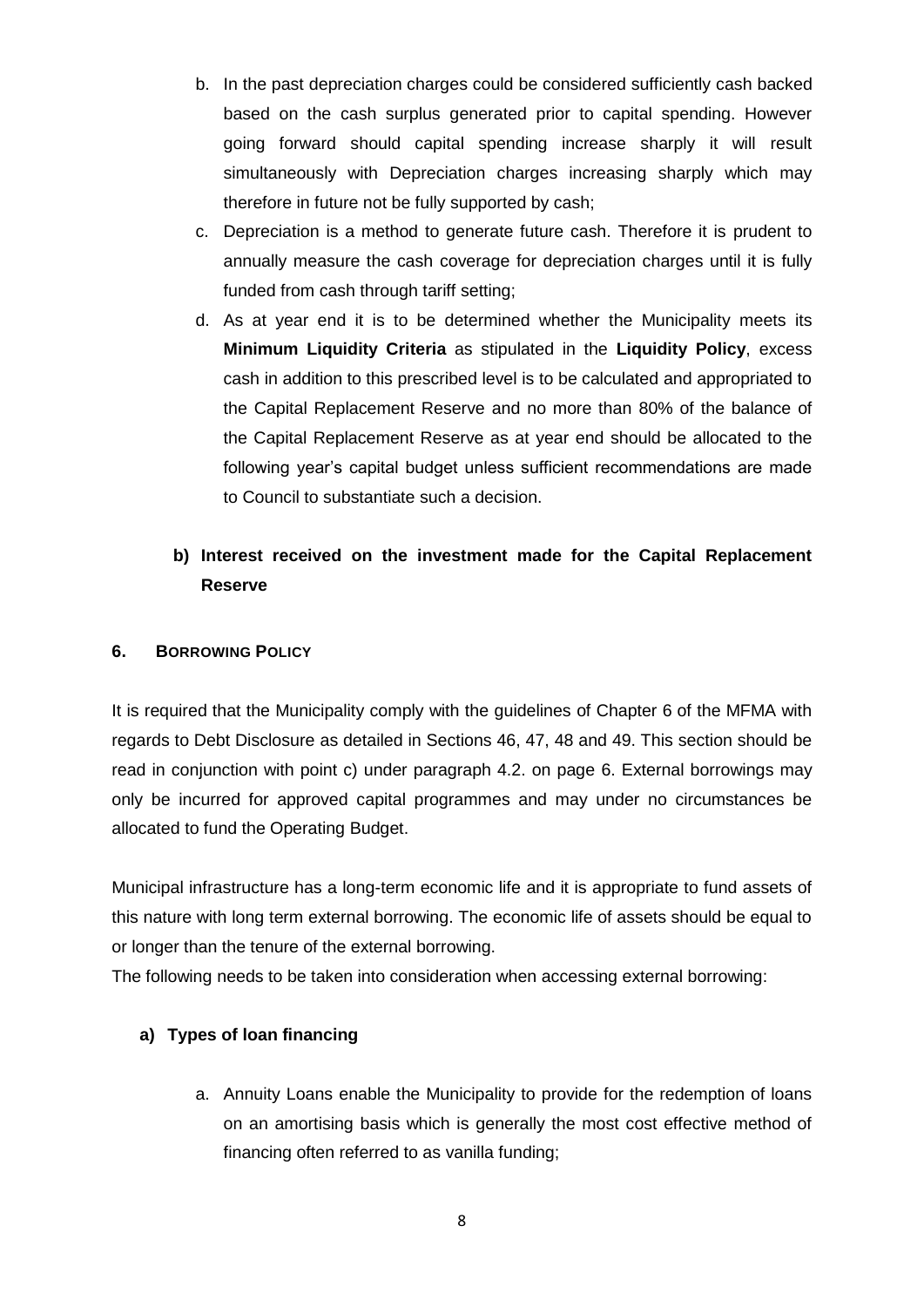b. In the past depreciation charges could be considered sufficiently cash backed based on the cash surplus generated prior to capital spending. However going forward should capital spending increase sharply it will result simultaneously with Depreciation charges increasing sharply which may therefore in future not be fully supported by cash;

c. Depreciation is a method to generate future cash. Therefore it is prudent to annually measure the cash coverage for depreciation charges until it is fully funded from cash through tariff setting;

d. As at year end it is to be determined whether the Municipality meets its **Minimum Liquidity Criteria** as stipulated in the **Liquidity Policy**, excess cash in addition to this prescribed level is to be calculated and appropriated to the Capital Replacement Reserve and no more than 80% of the balance of the Capital Replacement Reserve as at year end should be allocated to the following year's capital budget unless sufficient recommendations are made to Council to substantiate such a decision.

**b) Interest received on the investment made for the Capital Replacement Reserve**

## 6. BORROWING POLICY

It is required that the Municipality comply with the guidelines of Chapter 6 of the MFMA with regards to Debt Disclosure as detailed in Sections 46, 47, 48 and 49. This section should be read in conjunction with point c) under paragraph 4.2. on page 6. External borrowings may only be incurred for approved capital programmes and may under no circumstances be allocated to fund the Operating Budget.

Municipal infrastructure has a long-term economic life and it is appropriate to fund assets of this nature with long term external borrowing. The economic life of assets should be equal to or longer than the tenure of the external borrowing.

The following needs to be taken into consideration when accessing external borrowing:

**a) Types of loan financing**

a. Annuity Loans enable the Municipality to provide for the redemption of loans on an amortising basis which is generally the most cost effective method of financing often referred to as vanilla funding;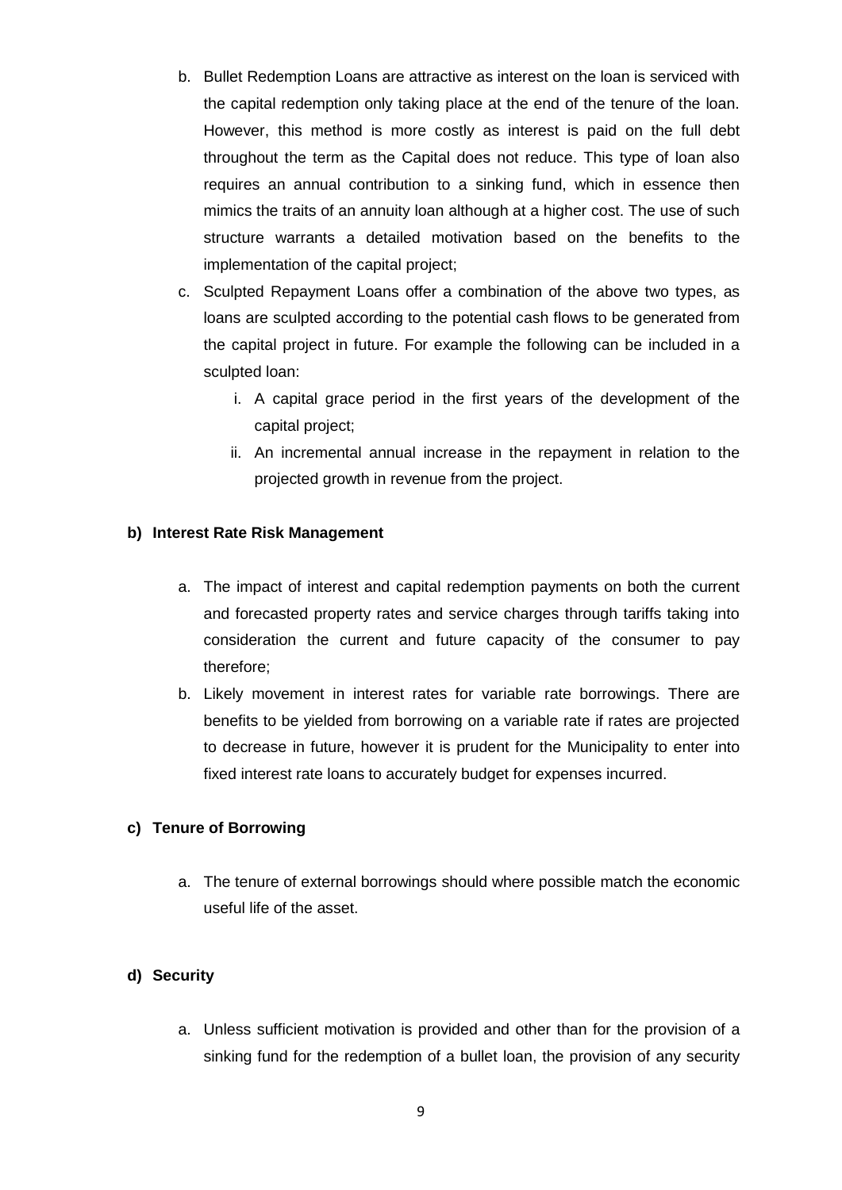b. Bullet Redemption Loans are attractive as interest on the loan is serviced with the capital redemption only taking place at the end of the tenure of the loan. However, this method is more costly as interest is paid on the full debt throughout the term as the Capital does not reduce. This type of loan also requires an annual contribution to a sinking fund, which in essence then mimics the traits of an annuity loan although at a higher cost. The use of such structure warrants a detailed motivation based on the benefits to the implementation of the capital project;

c. Sculpted Repayment Loans offer a combination of the above two types, as loans are sculpted according to the potential cash flows to be generated from the capital project in future. For example the following can be included in a sculpted loan:

   i. A capital grace period in the first years of the development of the capital project;

   ii. An incremental annual increase in the repayment in relation to the projected growth in revenue from the project.

**b) Interest Rate Risk Management**

a. The impact of interest and capital redemption payments on both the current and forecasted property rates and service charges through tariffs taking into consideration the current and future capacity of the consumer to pay therefore;

b. Likely movement in interest rates for variable rate borrowings. There are benefits to be yielded from borrowing on a variable rate if rates are projected to decrease in future, however it is prudent for the Municipality to enter into fixed interest rate loans to accurately budget for expenses incurred.

**c) Tenure of Borrowing**

a. The tenure of external borrowings should where possible match the economic useful life of the asset.

**d) Security**

a. Unless sufficient motivation is provided and other than for the provision of a sinking fund for the redemption of a bullet loan, the provision of any security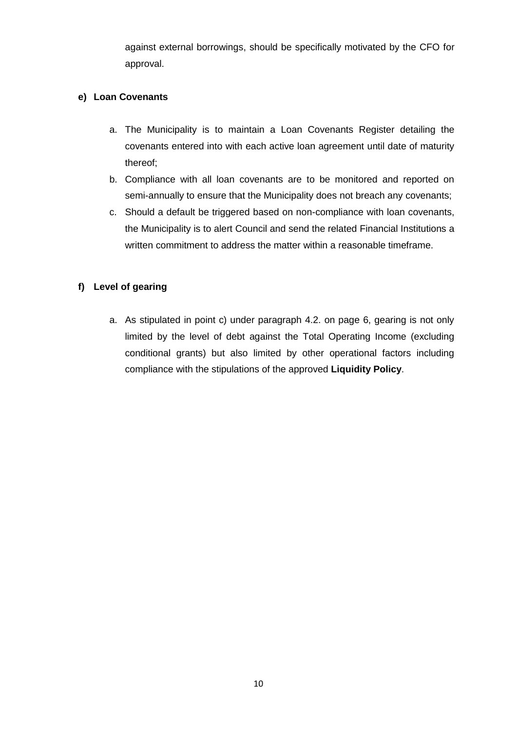against external borrowings, should be specifically motivated by the CFO for approval.

**e) Loan Covenants**

a. The Municipality is to maintain a Loan Covenants Register detailing the covenants entered into with each active loan agreement until date of maturity thereof;
b. Compliance with all loan covenants are to be monitored and reported on semi-annually to ensure that the Municipality does not breach any covenants;
c. Should a default be triggered based on non-compliance with loan covenants, the Municipality is to alert Council and send the related Financial Institutions a written commitment to address the matter within a reasonable timeframe.

**f) Level of gearing**

a. As stipulated in point c) under paragraph 4.2. on page 6, gearing is not only limited by the level of debt against the Total Operating Income (excluding conditional grants) but also limited by other operational factors including compliance with the stipulations of the approved **Liquidity Policy**.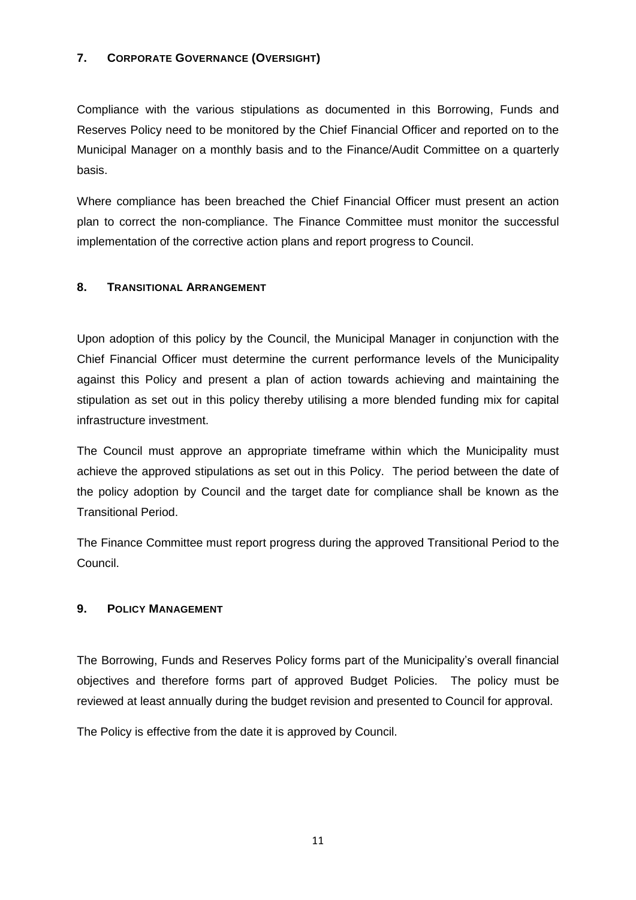## 7. CORPORATE GOVERNANCE (OVERSIGHT)

Compliance with the various stipulations as documented in this Borrowing, Funds and Reserves Policy need to be monitored by the Chief Financial Officer and reported on to the Municipal Manager on a monthly basis and to the Finance/Audit Committee on a quarterly basis.

Where compliance has been breached the Chief Financial Officer must present an action plan to correct the non-compliance. The Finance Committee must monitor the successful implementation of the corrective action plans and report progress to Council.

## 8. TRANSITIONAL ARRANGEMENT

Upon adoption of this policy by the Council, the Municipal Manager in conjunction with the Chief Financial Officer must determine the current performance levels of the Municipality against this Policy and present a plan of action towards achieving and maintaining the stipulation as set out in this policy thereby utilising a more blended funding mix for capital infrastructure investment.

The Council must approve an appropriate timeframe within which the Municipality must achieve the approved stipulations as set out in this Policy. The period between the date of the policy adoption by Council and the target date for compliance shall be known as the Transitional Period.

The Finance Committee must report progress during the approved Transitional Period to the Council.

## 9. POLICY MANAGEMENT

The Borrowing, Funds and Reserves Policy forms part of the Municipality's overall financial objectives and therefore forms part of approved Budget Policies. The policy must be reviewed at least annually during the budget revision and presented to Council for approval.

The Policy is effective from the date it is approved by Council.